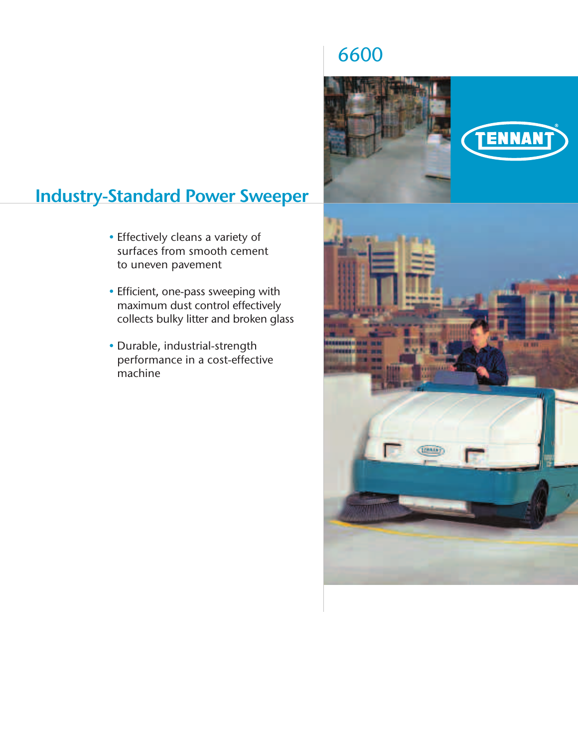# 6600

TENNANT®

## Industry-Standard Power Sweeper

- Effectively cleans a variety of surfaces from smooth cement to uneven pavement
- Efficient, one-pass sweeping with maximum dust control effectively collects bulky litter and broken glass
- Durable, industrial-strength performance in a cost-effective machine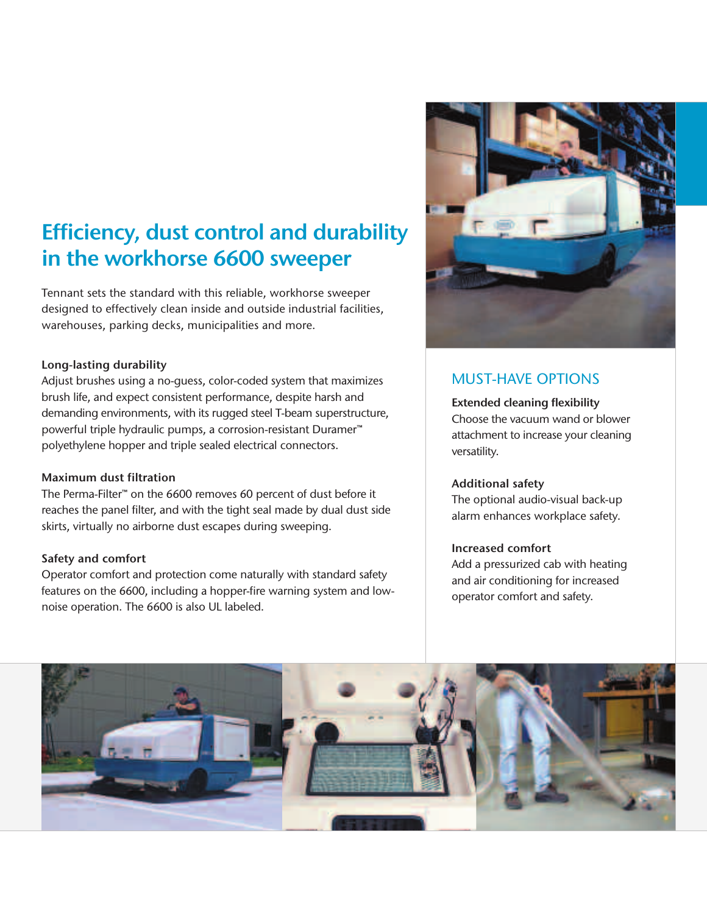# Efficiency, dust control and durability in the workhorse 6600 sweeper

Tennant sets the standard with this reliable, workhorse sweeper designed to effectively clean inside and outside industrial facilities, warehouses, parking decks, municipalities and more.

**Long-lasting durability**

Adjust brushes using a no-guess, color-coded system that maximizes brush life, and expect consistent performance, despite harsh and demanding environments, with its rugged steel T-beam superstructure, powerful triple hydraulic pumps, a corrosion-resistant Duramer™ polyethylene hopper and triple sealed electrical connectors.

**Maximum dust filtration**

The Perma-Filter™ on the 6600 removes 60 percent of dust before it reaches the panel filter, and with the tight seal made by dual dust side skirts, virtually no airborne dust escapes during sweeping.

**Safety and comfort**

Operator comfort and protection come naturally with standard safety features on the 6600, including a hopper-fire warning system and low-noise operation. The 6600 is also UL labeled.

## MUST-HAVE OPTIONS

**Extended cleaning flexibility**

Choose the vacuum wand or blower attachment to increase your cleaning versatility.

**Additional safety**

The optional audio-visual back-up alarm enhances workplace safety.

**Increased comfort**

Add a pressurized cab with heating and air conditioning for increased operator comfort and safety.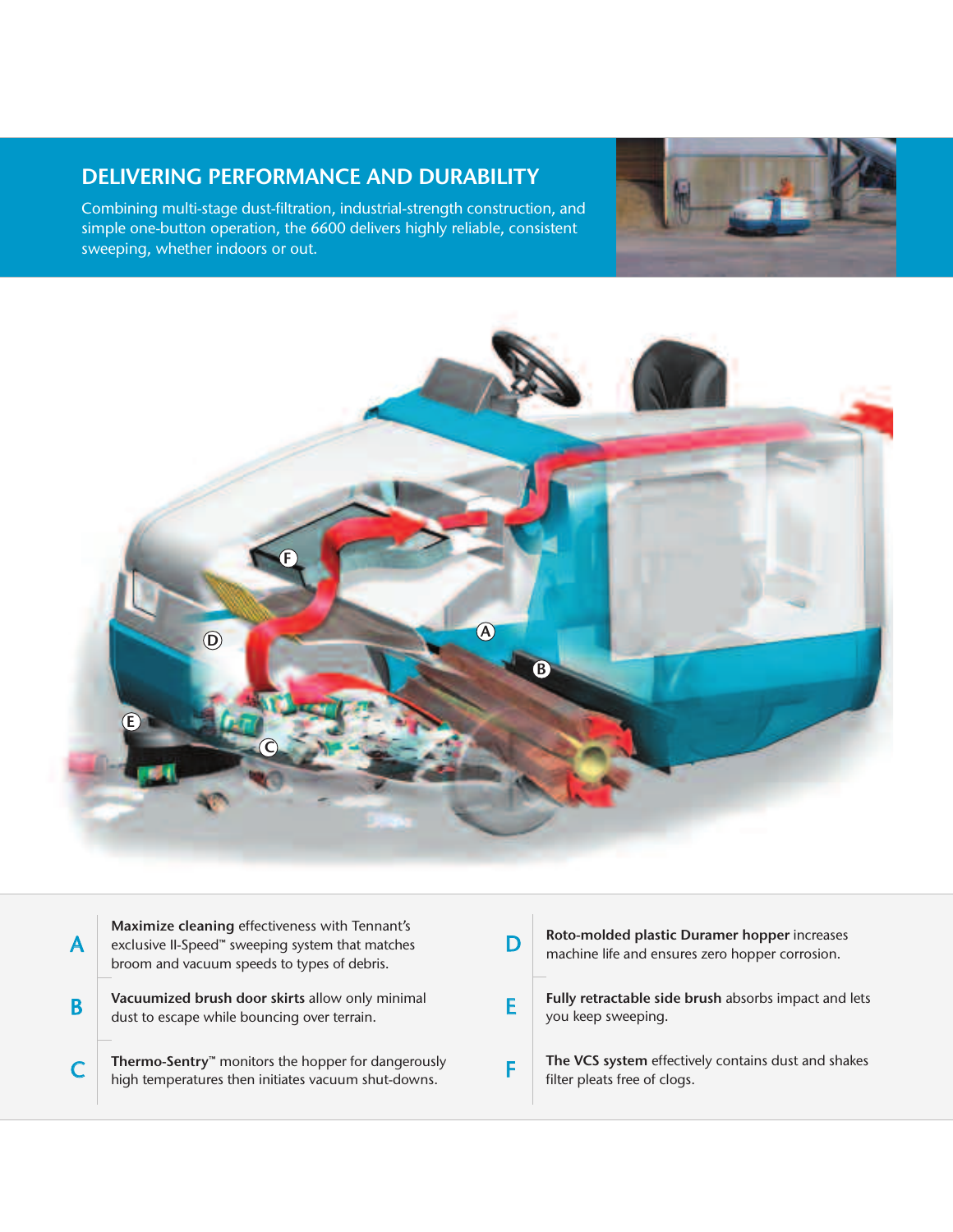## DELIVERING PERFORMANCE AND DURABILITY

Combining multi-stage dust-filtration, industrial-strength construction, and simple one-button operation, the 6600 delivers highly reliable, consistent sweeping, whether indoors or out.

**A** — **Maximize cleaning** effectiveness with Tennant's exclusive II-Speed™ sweeping system that matches broom and vacuum speeds to types of debris.

**B** — **Vacuumized brush door skirts** allow only minimal dust to escape while bouncing over terrain.

**C** — **Thermo-Sentry™** monitors the hopper for dangerously high temperatures then initiates vacuum shut-downs.

**D** — **Roto-molded plastic Duramer hopper** increases machine life and ensures zero hopper corrosion.

**E** — **Fully retractable side brush** absorbs impact and lets you keep sweeping.

**F** — **The VCS system** effectively contains dust and shakes filter pleats free of clogs.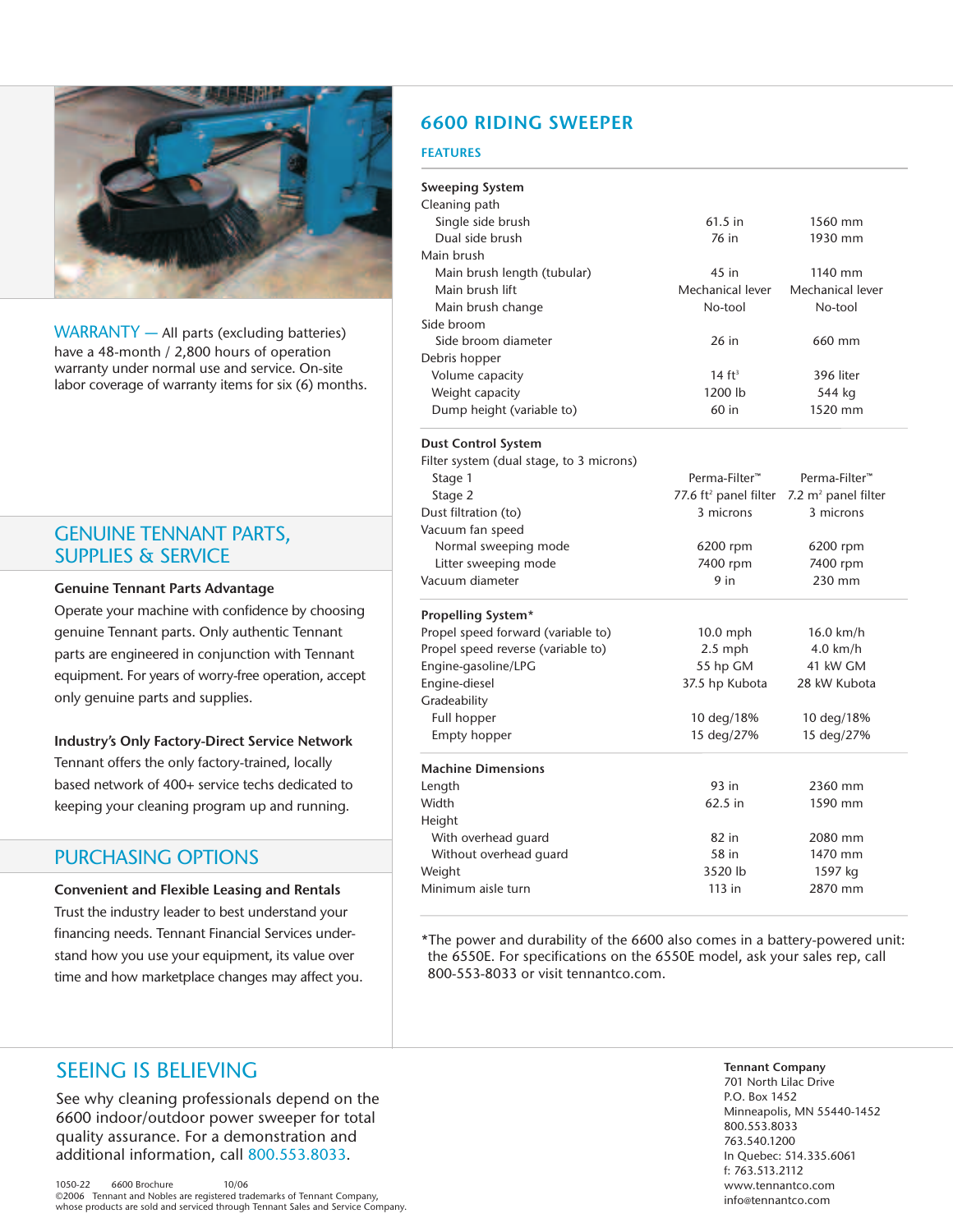WARRANTY — All parts (excluding batteries) have a 48-month / 2,800 hours of operation warranty under normal use and service. On-site labor coverage of warranty items for six (6) months.

## GENUINE TENNANT PARTS, SUPPLIES & SERVICE

**Genuine Tennant Parts Advantage**

Operate your machine with confidence by choosing genuine Tennant parts. Only authentic Tennant parts are engineered in conjunction with Tennant equipment. For years of worry-free operation, accept only genuine parts and supplies.

**Industry's Only Factory-Direct Service Network**

Tennant offers the only factory-trained, locally based network of 400+ service techs dedicated to keeping your cleaning program up and running.

## PURCHASING OPTIONS

**Convenient and Flexible Leasing and Rentals**

Trust the industry leader to best understand your financing needs. Tennant Financial Services understand how you use your equipment, its value over time and how marketplace changes may affect you.

# 6600 RIDING SWEEPER

## FEATURES

| | | |
|---|---|---|
| **Sweeping System** | | |
| Cleaning path | | |
| Single side brush | 61.5 in | 1560 mm |
| Dual side brush | 76 in | 1930 mm |
| Main brush | | |
| Main brush length (tubular) | 45 in | 1140 mm |
| Main brush lift | Mechanical lever | Mechanical lever |
| Main brush change | No-tool | No-tool |
| Side broom | | |
| Side broom diameter | 26 in | 660 mm |
| Debris hopper | | |
| Volume capacity | 14 ft³ | 396 liter |
| Weight capacity | 1200 lb | 544 kg |
| Dump height (variable to) | 60 in | 1520 mm |
| **Dust Control System** | | |
| Filter system (dual stage, to 3 microns) | | |
| Stage 1 | Perma-Filter™ | Perma-Filter™ |
| Stage 2 | 77.6 ft² panel filter | 7.2 m² panel filter |
| Dust filtration (to) | 3 microns | 3 microns |
| Vacuum fan speed | | |
| Normal sweeping mode | 6200 rpm | 6200 rpm |
| Litter sweeping mode | 7400 rpm | 7400 rpm |
| Vacuum diameter | 9 in | 230 mm |
| **Propelling System*** | | |
| Propel speed forward (variable to) | 10.0 mph | 16.0 km/h |
| Propel speed reverse (variable to) | 2.5 mph | 4.0 km/h |
| Engine-gasoline/LPG | 55 hp GM | 41 kW GM |
| Engine-diesel | 37.5 hp Kubota | 28 kW Kubota |
| Gradeability | | |
| Full hopper | 10 deg/18% | 10 deg/18% |
| Empty hopper | 15 deg/27% | 15 deg/27% |
| **Machine Dimensions** | | |
| Length | 93 in | 2360 mm |
| Width | 62.5 in | 1590 mm |
| Height | | |
| With overhead guard | 82 in | 2080 mm |
| Without overhead guard | 58 in | 1470 mm |
| Weight | 3520 lb | 1597 kg |
| Minimum aisle turn | 113 in | 2870 mm |

*The power and durability of the 6600 also comes in a battery-powered unit: the 6550E. For specifications on the 6550E model, ask your sales rep, call 800-553-8033 or visit tennantco.com.

## SEEING IS BELIEVING

See why cleaning professionals depend on the 6600 indoor/outdoor power sweeper for total quality assurance. For a demonstration and additional information, call 800.553.8033.

**Tennant Company**
701 North Lilac Drive
P.O. Box 1452
Minneapolis, MN 55440-1452
800.553.8033
763.540.1200
In Quebec: 514.335.6061
f: 763.513.2112
www.tennantco.com
info@tennantco.com

1050-22 6600 Brochure 10/06
©2006 Tennant and Nobles are registered trademarks of Tennant Company, whose products are sold and serviced through Tennant Sales and Service Company.